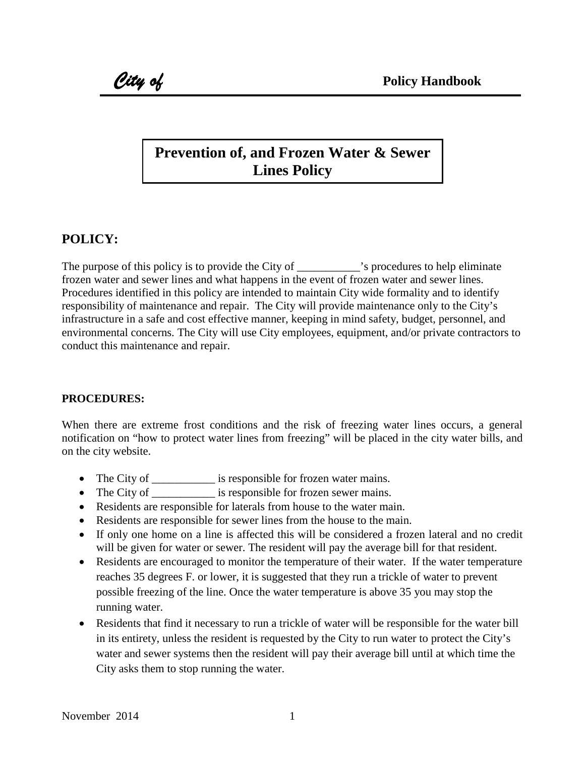*City of* **Policy Handbook**

# Prevention of, and Frozen Water & Sewer Lines Policy

## POLICY:

The purpose of this policy is to provide the City of ___________'s procedures to help eliminate frozen water and sewer lines and what happens in the event of frozen water and sewer lines. Procedures identified in this policy are intended to maintain City wide formality and to identify responsibility of maintenance and repair. The City will provide maintenance only to the City's infrastructure in a safe and cost effective manner, keeping in mind safety, budget, personnel, and environmental concerns. The City will use City employees, equipment, and/or private contractors to conduct this maintenance and repair.

### PROCEDURES:

When there are extreme frost conditions and the risk of freezing water lines occurs, a general notification on "how to protect water lines from freezing" will be placed in the city water bills, and on the city website.

- The City of ___________ is responsible for frozen water mains.
- The City of ___________ is responsible for frozen sewer mains.
- Residents are responsible for laterals from house to the water main.
- Residents are responsible for sewer lines from the house to the main.
- If only one home on a line is affected this will be considered a frozen lateral and no credit will be given for water or sewer. The resident will pay the average bill for that resident.
- Residents are encouraged to monitor the temperature of their water. If the water temperature reaches 35 degrees F. or lower, it is suggested that they run a trickle of water to prevent possible freezing of the line. Once the water temperature is above 35 you may stop the running water.
- Residents that find it necessary to run a trickle of water will be responsible for the water bill in its entirety, unless the resident is requested by the City to run water to protect the City's water and sewer systems then the resident will pay their average bill until at which time the City asks them to stop running the water.

November 2014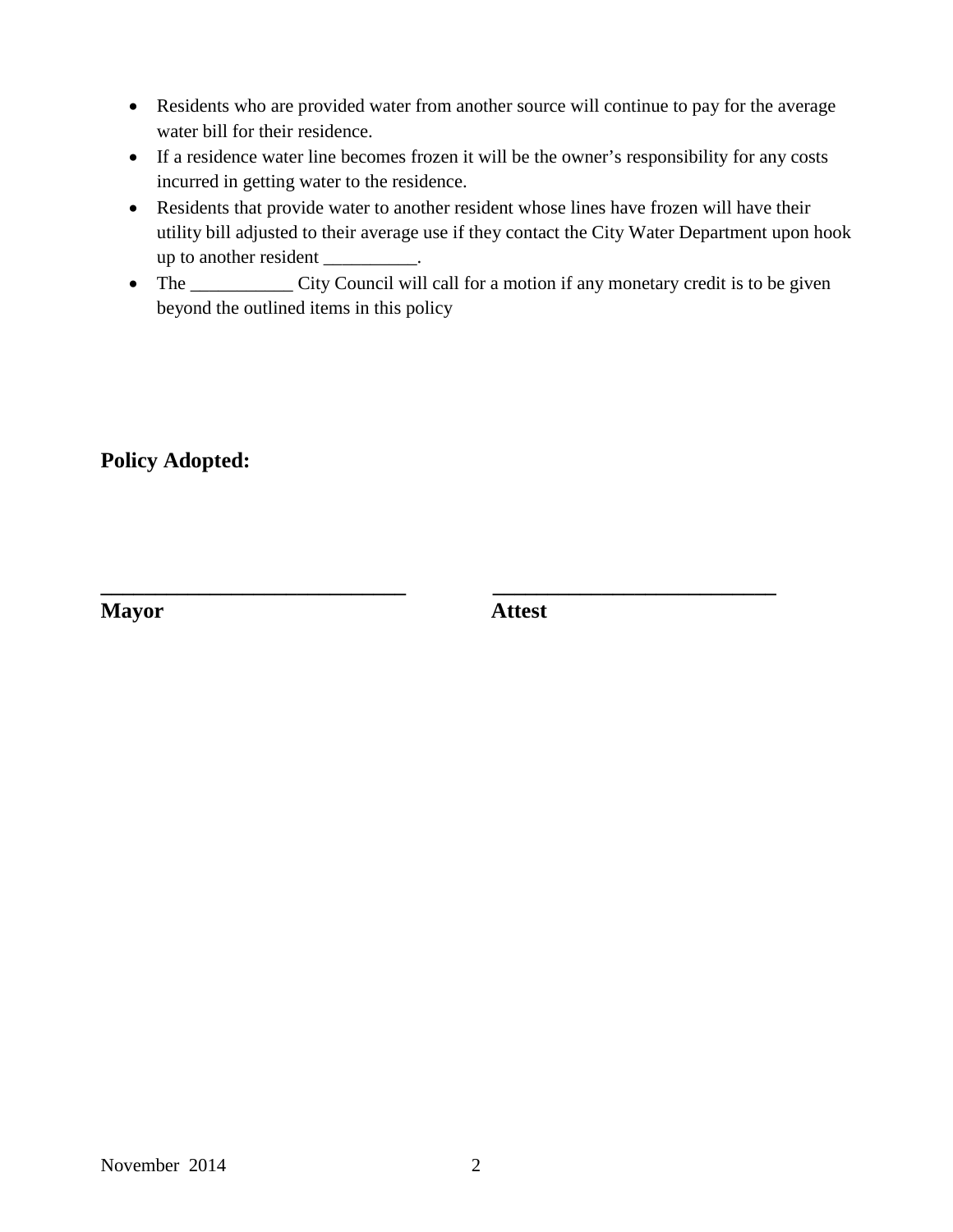- Residents who are provided water from another source will continue to pay for the average water bill for their residence.
- If a residence water line becomes frozen it will be the owner's responsibility for any costs incurred in getting water to the residence.
- Residents that provide water to another resident whose lines have frozen will have their utility bill adjusted to their average use if they contact the City Water Department upon hook up to another resident __________.
- The ___________ City Council will call for a motion if any monetary credit is to be given beyond the outlined items in this policy

**Policy Adopted:**

_____________________________ _____________________________

**Mayor** **Attest**

November 2014